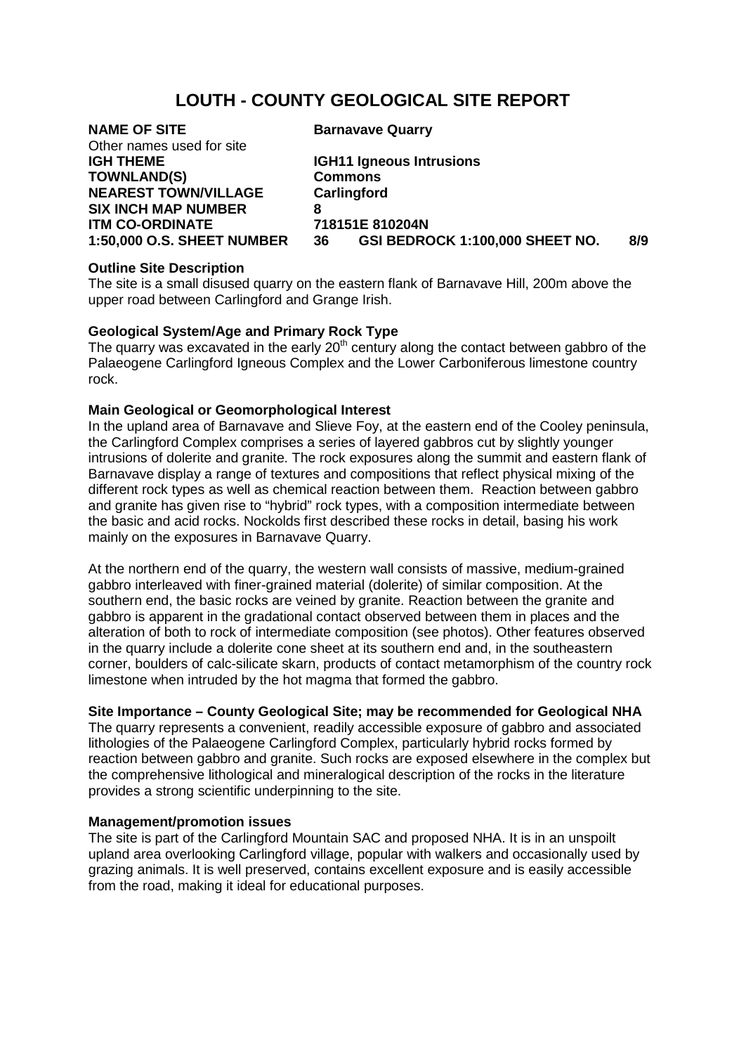# LOUTH - COUNTY GEOLOGICAL SITE REPORT

| | | | |
|---|---|---|---|
| **NAME OF SITE** | **Barnavave Quarry** | | |
| Other names used for site | | | |
| **IGH THEME** | **IGH11 Igneous Intrusions** | | |
| **TOWNLAND(S)** | **Commons** | | |
| **NEAREST TOWN/VILLAGE** | **Carlingford** | | |
| **SIX INCH MAP NUMBER** | **8** | | |
| **ITM CO-ORDINATE** | **718151E 810204N** | | |
| **1:50,000 O.S. SHEET NUMBER** | **36** | **GSI BEDROCK 1:100,000 SHEET NO.** | **8/9** |

**Outline Site Description**

The site is a small disused quarry on the eastern flank of Barnavave Hill, 200m above the upper road between Carlingford and Grange Irish.

**Geological System/Age and Primary Rock Type**

The quarry was excavated in the early 20th century along the contact between gabbro of the Palaeogene Carlingford Igneous Complex and the Lower Carboniferous limestone country rock.

**Main Geological or Geomorphological Interest**

In the upland area of Barnavave and Slieve Foy, at the eastern end of the Cooley peninsula, the Carlingford Complex comprises a series of layered gabbros cut by slightly younger intrusions of dolerite and granite. The rock exposures along the summit and eastern flank of Barnavave display a range of textures and compositions that reflect physical mixing of the different rock types as well as chemical reaction between them. Reaction between gabbro and granite has given rise to "hybrid" rock types, with a composition intermediate between the basic and acid rocks. Nockolds first described these rocks in detail, basing his work mainly on the exposures in Barnavave Quarry.

At the northern end of the quarry, the western wall consists of massive, medium-grained gabbro interleaved with finer-grained material (dolerite) of similar composition. At the southern end, the basic rocks are veined by granite. Reaction between the granite and gabbro is apparent in the gradational contact observed between them in places and the alteration of both to rock of intermediate composition (see photos). Other features observed in the quarry include a dolerite cone sheet at its southern end and, in the southeastern corner, boulders of calc-silicate skarn, products of contact metamorphism of the country rock limestone when intruded by the hot magma that formed the gabbro.

**Site Importance – County Geological Site; may be recommended for Geological NHA**

The quarry represents a convenient, readily accessible exposure of gabbro and associated lithologies of the Palaeogene Carlingford Complex, particularly hybrid rocks formed by reaction between gabbro and granite. Such rocks are exposed elsewhere in the complex but the comprehensive lithological and mineralogical description of the rocks in the literature provides a strong scientific underpinning to the site.

**Management/promotion issues**

The site is part of the Carlingford Mountain SAC and proposed NHA. It is in an unspoilt upland area overlooking Carlingford village, popular with walkers and occasionally used by grazing animals. It is well preserved, contains excellent exposure and is easily accessible from the road, making it ideal for educational purposes.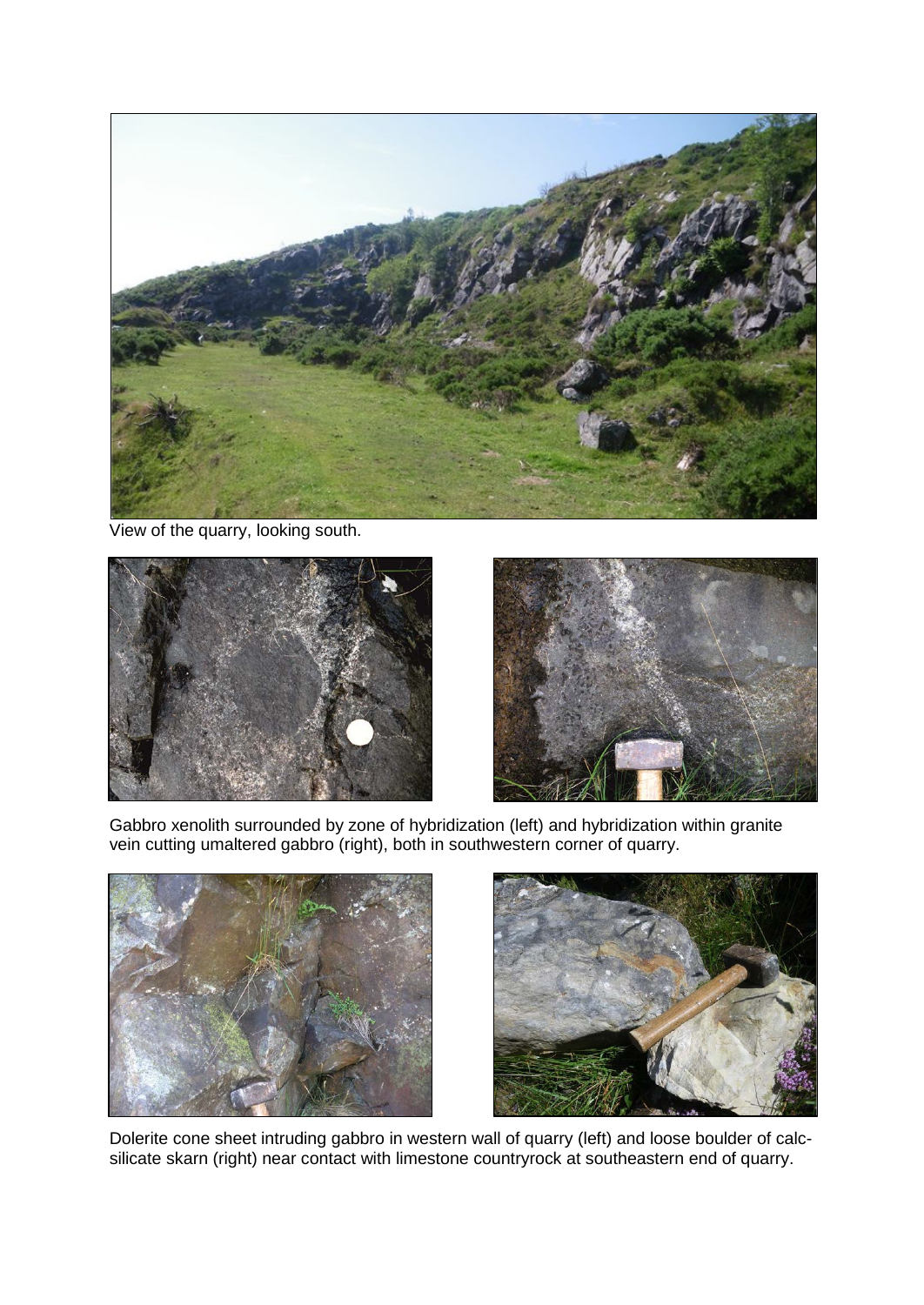View of the quarry, looking south.

Gabbro xenolith surrounded by zone of hybridization (left) and hybridization within granite vein cutting umaltered gabbro (right), both in southwestern corner of quarry.

Dolerite cone sheet intruding gabbro in western wall of quarry (left) and loose boulder of calc-silicate skarn (right) near contact with limestone countryrock at southeastern end of quarry.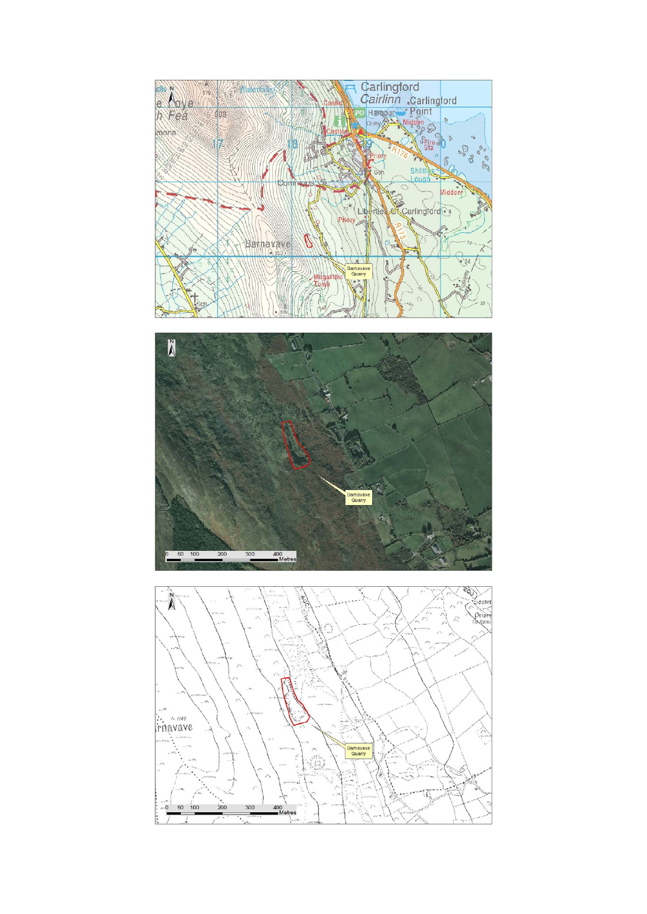Carlingford
Cairlinn
Carlingford Point
Harbour
Quay
Castle
Midden
Fire Sta
Priory
Sch
Shilties Lough
Commons
Liberties Of Carlingford
Priory
Midden
Barnavave
350
Barnavave Quarry
Megalithic Tomb
R176
R173
17
18
Sch
Waterfalls

Barnavave Quarry

0 50 100 200 300 400 Metres

Barnavave Quarry

rnavave

0 50 100 200 300 400 Metres